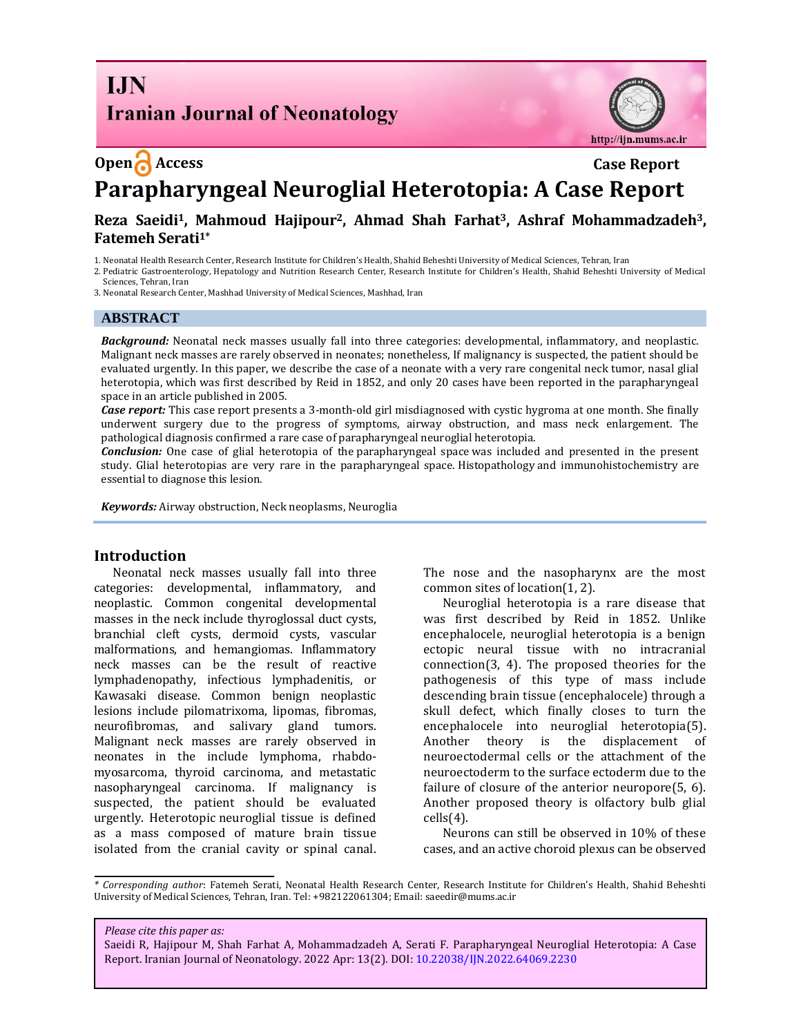Open Access

Case Report

# Parapharyngeal Neuroglial Heterotopia: A Case Report

**Reza Saeidi[1], Mahmoud Hajipour[2], Ahmad Shah Farhat[3], Ashraf Mohammadzadeh[3], Fatemeh Serati[1*]**

1. Neonatal Health Research Center, Research Institute for Children's Health, Shahid Beheshti University of Medical Sciences, Tehran, Iran
2. Pediatric Gastroenterology, Hepatology and Nutrition Research Center, Research Institute for Children's Health, Shahid Beheshti University of Medical Sciences, Tehran, Iran
3. Neonatal Research Center, Mashhad University of Medical Sciences, Mashhad, Iran

## ABSTRACT

***Background:*** Neonatal neck masses usually fall into three categories: developmental, inflammatory, and neoplastic. Malignant neck masses are rarely observed in neonates; nonetheless, If malignancy is suspected, the patient should be evaluated urgently. In this paper, we describe the case of a neonate with a very rare congenital neck tumor, nasal glial heterotopia, which was first described by Reid in 1852, and only 20 cases have been reported in the parapharyngeal space in an article published in 2005.

***Case report:*** This case report presents a 3-month-old girl misdiagnosed with cystic hygroma at one month. She finally underwent surgery due to the progress of symptoms, airway obstruction, and mass neck enlargement. The pathological diagnosis confirmed a rare case of parapharyngeal neuroglial heterotopia.

***Conclusion:*** One case of glial heterotopia of the parapharyngeal space was included and presented in the present study. Glial heterotopias are very rare in the parapharyngeal space. Histopathology and immunohistochemistry are essential to diagnose this lesion.

***Keywords:*** Airway obstruction, Neck neoplasms, Neuroglia

## Introduction

Neonatal neck masses usually fall into three categories: developmental, inflammatory, and neoplastic. Common congenital developmental masses in the neck include thyroglossal duct cysts, branchial cleft cysts, dermoid cysts, vascular malformations, and hemangiomas. Inflammatory neck masses can be the result of reactive lymphadenopathy, infectious lymphadenitis, or Kawasaki disease. Common benign neoplastic lesions include pilomatrixoma, lipomas, fibromas, neurofibromas, and salivary gland tumors. Malignant neck masses are rarely observed in neonates in the include lymphoma, rhabdomyosarcoma, thyroid carcinoma, and metastatic nasopharyngeal carcinoma. If malignancy is suspected, the patient should be evaluated urgently. Heterotopic neuroglial tissue is defined as a mass composed of mature brain tissue isolated from the cranial cavity or spinal canal. The nose and the nasopharynx are the most common sites of location(1, 2).

Neuroglial heterotopia is a rare disease that was first described by Reid in 1852. Unlike encephalocele, neuroglial heterotopia is a benign ectopic neural tissue with no intracranial connection(3, 4). The proposed theories for the pathogenesis of this type of mass include descending brain tissue (encephalocele) through a skull defect, which finally closes to turn the encephalocele into neuroglial heterotopia(5). Another theory is the displacement of neuroectodermal cells or the attachment of the neuroectoderm to the surface ectoderm due to the failure of closure of the anterior neuropore(5, 6). Another proposed theory is olfactory bulb glial cells(4).

Neurons can still be observed in 10% of these cases, and an active choroid plexus can be observed

---

*\* Corresponding author*: Fatemeh Serati, Neonatal Health Research Center, Research Institute for Children's Health, Shahid Beheshti University of Medical Sciences, Tehran, Iran. Tel: +982122061304; Email: saeedir@mums.ac.ir

*Please cite this paper as:*
Saeidi R, Hajipour M, Shah Farhat A, Mohammadzadeh A, Serati F. Parapharyngeal Neuroglial Heterotopia: A Case Report. Iranian Journal of Neonatology. 2022 Apr: 13(2). DOI: 10.22038/IJN.2022.64069.2230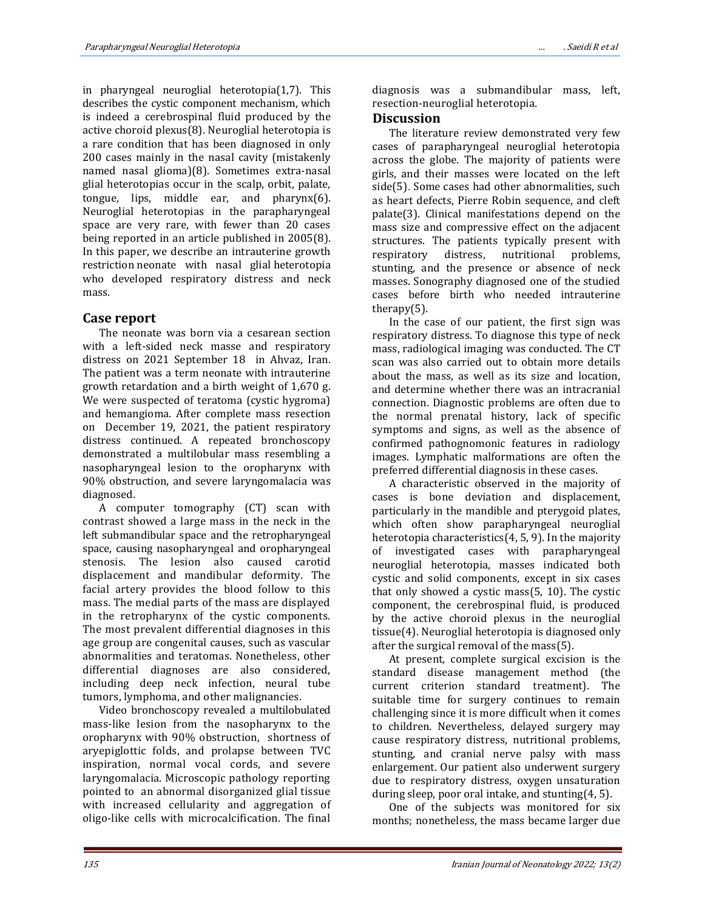in pharyngeal neuroglial heterotopia(1,7). This describes the cystic component mechanism, which is indeed a cerebrospinal fluid produced by the active choroid plexus(8). Neuroglial heterotopia is a rare condition that has been diagnosed in only 200 cases mainly in the nasal cavity (mistakenly named nasal glioma)(8). Sometimes extra-nasal glial heterotopias occur in the scalp, orbit, palate, tongue, lips, middle ear, and pharynx(6). Neuroglial heterotopias in the parapharyngeal space are very rare, with fewer than 20 cases being reported in an article published in 2005(8). In this paper, we describe an intrauterine growth restriction neonate with nasal glial heterotopia who developed respiratory distress and neck mass.

## Case report

The neonate was born via a cesarean section with a left-sided neck masse and respiratory distress on 2021 September 18 in Ahvaz, Iran. The patient was a term neonate with intrauterine growth retardation and a birth weight of 1,670 g. We were suspected of teratoma (cystic hygroma) and hemangioma. After complete mass resection on December 19, 2021, the patient respiratory distress continued. A repeated bronchoscopy demonstrated a multilobular mass resembling a nasopharyngeal lesion to the oropharynx with 90% obstruction, and severe laryngomalacia was diagnosed.

A computer tomography (CT) scan with contrast showed a large mass in the neck in the left submandibular space and the retropharyngeal space, causing nasopharyngeal and oropharyngeal stenosis. The lesion also caused carotid displacement and mandibular deformity. The facial artery provides the blood follow to this mass. The medial parts of the mass are displayed in the retropharynx of the cystic components. The most prevalent differential diagnoses in this age group are congenital causes, such as vascular abnormalities and teratomas. Nonetheless, other differential diagnoses are also considered, including deep neck infection, neural tube tumors, lymphoma, and other malignancies.

Video bronchoscopy revealed a multilobulated mass-like lesion from the nasopharynx to the oropharynx with 90% obstruction, shortness of aryepiglottic folds, and prolapse between TVC inspiration, normal vocal cords, and severe laryngomalacia. Microscopic pathology reporting pointed to an abnormal disorganized glial tissue with increased cellularity and aggregation of oligo-like cells with microcalcification. The final diagnosis was a submandibular mass, left, resection-neuroglial heterotopia.

## Discussion

The literature review demonstrated very few cases of parapharyngeal neuroglial heterotopia across the globe. The majority of patients were girls, and their masses were located on the left side(5). Some cases had other abnormalities, such as heart defects, Pierre Robin sequence, and cleft palate(3). Clinical manifestations depend on the mass size and compressive effect on the adjacent structures. The patients typically present with respiratory distress, nutritional problems, stunting, and the presence or absence of neck masses. Sonography diagnosed one of the studied cases before birth who needed intrauterine therapy(5).

In the case of our patient, the first sign was respiratory distress. To diagnose this type of neck mass, radiological imaging was conducted. The CT scan was also carried out to obtain more details about the mass, as well as its size and location, and determine whether there was an intracranial connection. Diagnostic problems are often due to the normal prenatal history, lack of specific symptoms and signs, as well as the absence of confirmed pathognomonic features in radiology images. Lymphatic malformations are often the preferred differential diagnosis in these cases.

A characteristic observed in the majority of cases is bone deviation and displacement, particularly in the mandible and pterygoid plates, which often show parapharyngeal neuroglial heterotopia characteristics(4, 5, 9). In the majority of investigated cases with parapharyngeal neuroglial heterotopia, masses indicated both cystic and solid components, except in six cases that only showed a cystic mass(5, 10). The cystic component, the cerebrospinal fluid, is produced by the active choroid plexus in the neuroglial tissue(4). Neuroglial heterotopia is diagnosed only after the surgical removal of the mass(5).

At present, complete surgical excision is the standard disease management method (the current criterion standard treatment). The suitable time for surgery continues to remain challenging since it is more difficult when it comes to children. Nevertheless, delayed surgery may cause respiratory distress, nutritional problems, stunting, and cranial nerve palsy with mass enlargement. Our patient also underwent surgery due to respiratory distress, oxygen unsaturation during sleep, poor oral intake, and stunting(4, 5).

One of the subjects was monitored for six months; nonetheless, the mass became larger due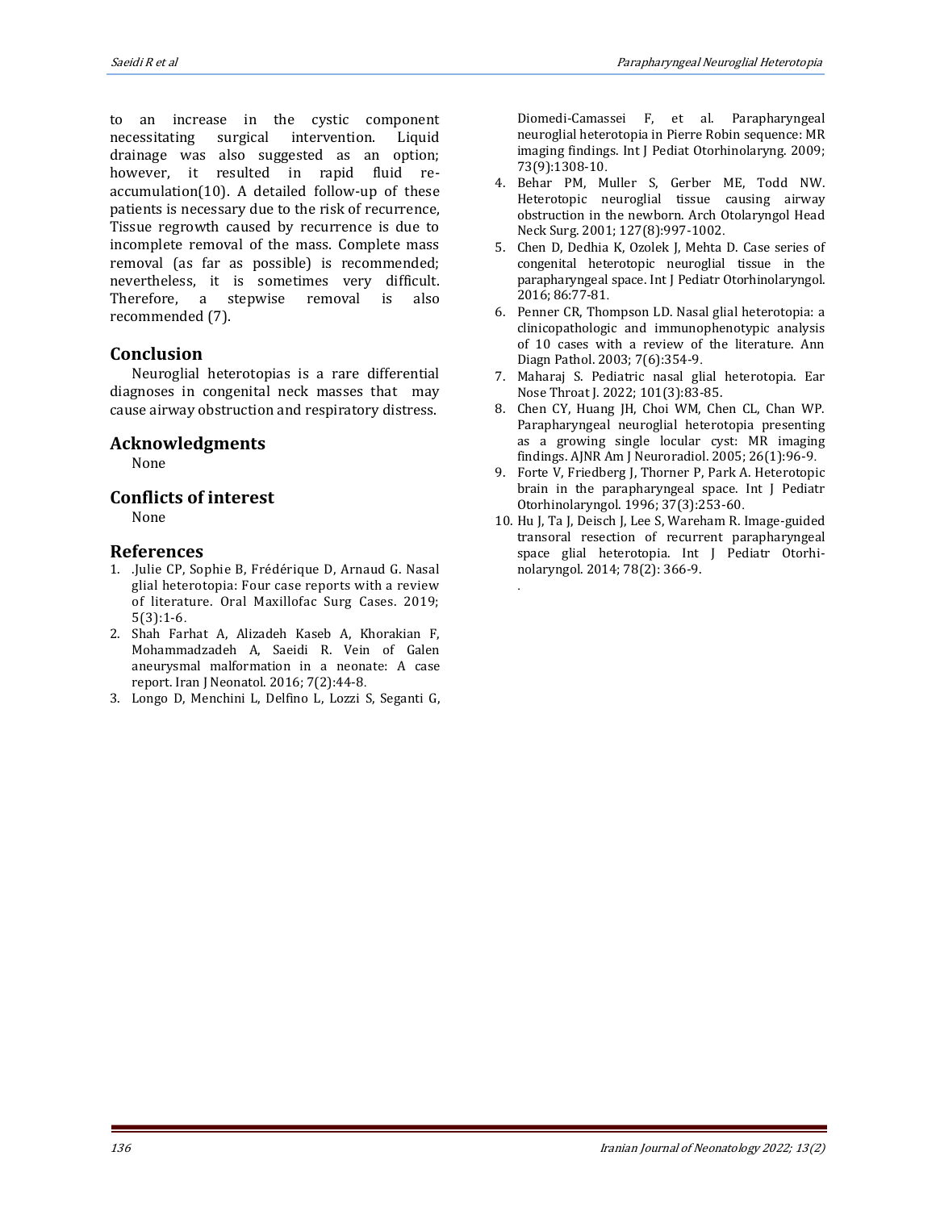to an increase in the cystic component necessitating surgical intervention. Liquid drainage was also suggested as an option; however, it resulted in rapid fluid re-accumulation(10). A detailed follow-up of these patients is necessary due to the risk of recurrence, Tissue regrowth caused by recurrence is due to incomplete removal of the mass. Complete mass removal (as far as possible) is recommended; nevertheless, it is sometimes very difficult. Therefore, a stepwise removal is also recommended (7).

## Conclusion

Neuroglial heterotopias is a rare differential diagnoses in congenital neck masses that may cause airway obstruction and respiratory distress.

## Acknowledgments

None

## Conflicts of interest

None

## References

1. .Julie CP, Sophie B, Frédérique D, Arnaud G. Nasal glial heterotopia: Four case reports with a review of literature. Oral Maxillofac Surg Cases. 2019; 5(3):1-6.
2. Shah Farhat A, Alizadeh Kaseb A, Khorakian F, Mohammadzadeh A, Saeidi R. Vein of Galen aneurysmal malformation in a neonate: A case report. Iran J Neonatol. 2016; 7(2):44-8.
3. Longo D, Menchini L, Delfino L, Lozzi S, Seganti G, Diomedi-Camassei F, et al. Parapharyngeal neuroglial heterotopia in Pierre Robin sequence: MR imaging findings. Int J Pediat Otorhinolaryng. 2009; 73(9):1308-10.
4. Behar PM, Muller S, Gerber ME, Todd NW. Heterotopic neuroglial tissue causing airway obstruction in the newborn. Arch Otolaryngol Head Neck Surg. 2001; 127(8):997-1002.
5. Chen D, Dedhia K, Ozolek J, Mehta D. Case series of congenital heterotopic neuroglial tissue in the parapharyngeal space. Int J Pediatr Otorhinolaryngol. 2016; 86:77-81.
6. Penner CR, Thompson LD. Nasal glial heterotopia: a clinicopathologic and immunophenotypic analysis of 10 cases with a review of the literature. Ann Diagn Pathol. 2003; 7(6):354-9.
7. Maharaj S. Pediatric nasal glial heterotopia. Ear Nose Throat J. 2022; 101(3):83-85.
8. Chen CY, Huang JH, Choi WM, Chen CL, Chan WP. Parapharyngeal neuroglial heterotopia presenting as a growing single locular cyst: MR imaging findings. AJNR Am J Neuroradiol. 2005; 26(1):96-9.
9. Forte V, Friedberg J, Thorner P, Park A. Heterotopic brain in the parapharyngeal space. Int J Pediatr Otorhinolaryngol. 1996; 37(3):253-60.
10. Hu J, Ta J, Deisch J, Lee S, Wareham R. Image-guided transoral resection of recurrent parapharyngeal space glial heterotopia. Int J Pediatr Otorhinolaryngol. 2014; 78(2): 366-9.